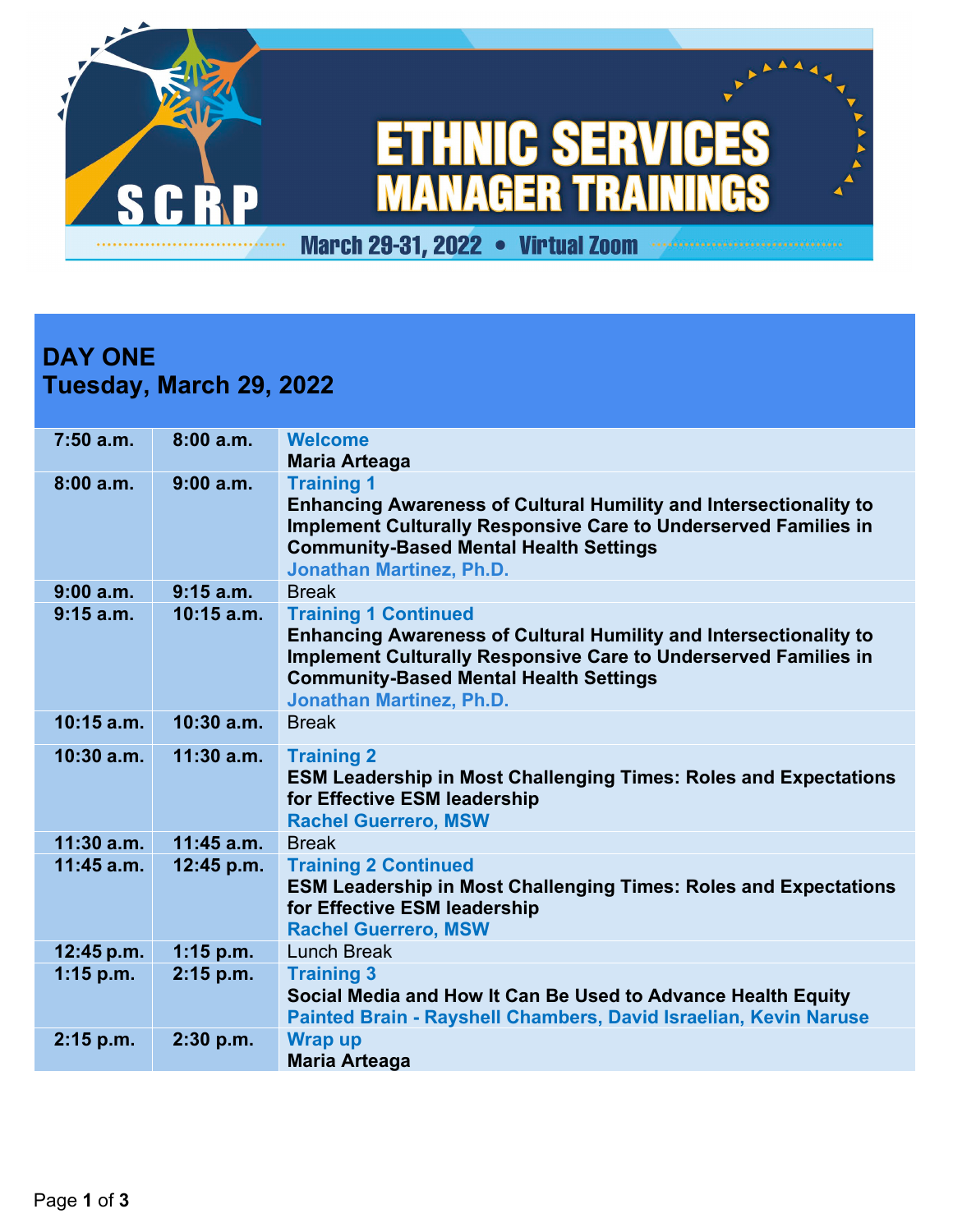# ETHNIC SERVICES MANAGER TRAININGS

SCRP

March 29-31, 2022 • Virtual Zoom

## DAY ONE
## Tuesday, March 29, 2022

| | | |
|---|---|---|
| 7:50 a.m. | 8:00 a.m. | **Welcome**<br>**Maria Arteaga** |
| 8:00 a.m. | 9:00 a.m. | **Training 1**<br>**Enhancing Awareness of Cultural Humility and Intersectionality to Implement Culturally Responsive Care to Underserved Families in Community-Based Mental Health Settings**<br>**Jonathan Martinez, Ph.D.** |
| 9:00 a.m. | 9:15 a.m. | Break |
| 9:15 a.m. | 10:15 a.m. | **Training 1 Continued**<br>**Enhancing Awareness of Cultural Humility and Intersectionality to Implement Culturally Responsive Care to Underserved Families in Community-Based Mental Health Settings**<br>**Jonathan Martinez, Ph.D.** |
| 10:15 a.m. | 10:30 a.m. | Break |
| 10:30 a.m. | 11:30 a.m. | **Training 2**<br>**ESM Leadership in Most Challenging Times: Roles and Expectations for Effective ESM leadership**<br>**Rachel Guerrero, MSW** |
| 11:30 a.m. | 11:45 a.m. | Break |
| 11:45 a.m. | 12:45 p.m. | **Training 2 Continued**<br>**ESM Leadership in Most Challenging Times: Roles and Expectations for Effective ESM leadership**<br>**Rachel Guerrero, MSW** |
| 12:45 p.m. | 1:15 p.m. | Lunch Break |
| 1:15 p.m. | 2:15 p.m. | **Training 3**<br>**Social Media and How It Can Be Used to Advance Health Equity**<br>**Painted Brain - Rayshell Chambers, David Israelian, Kevin Naruse** |
| 2:15 p.m. | 2:30 p.m. | **Wrap up**<br>**Maria Arteaga** |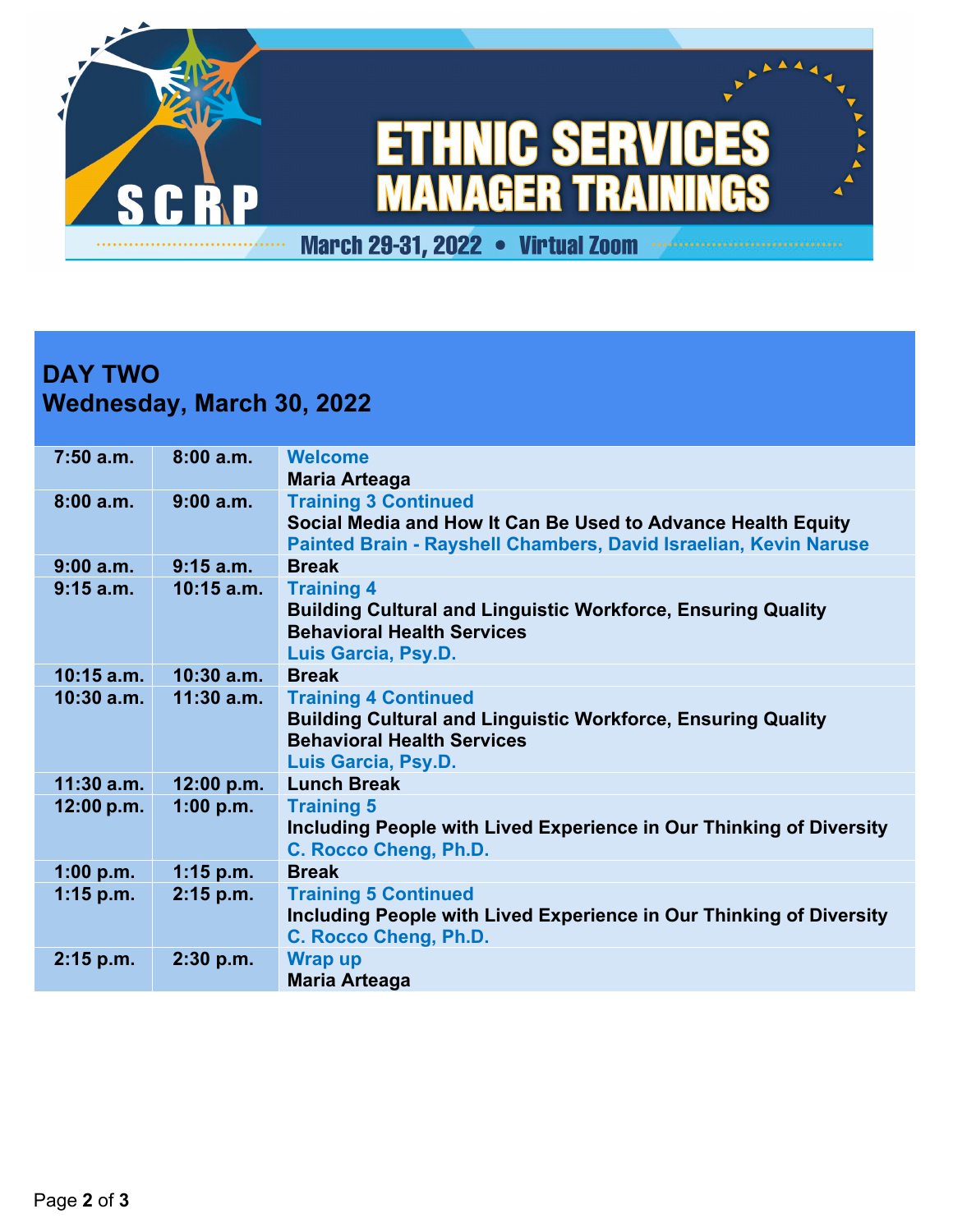# ETHNIC SERVICES MANAGER TRAININGS

SCRP

March 29-31, 2022 • Virtual Zoom

## DAY TWO
## Wednesday, March 30, 2022

| | | |
|---|---|---|
| 7:50 a.m. | 8:00 a.m. | **Welcome**<br>**Maria Arteaga** |
| 8:00 a.m. | 9:00 a.m. | **Training 3 Continued**<br>**Social Media and How It Can Be Used to Advance Health Equity**<br>**Painted Brain - Rayshell Chambers, David Israelian, Kevin Naruse** |
| 9:00 a.m. | 9:15 a.m. | **Break** |
| 9:15 a.m. | 10:15 a.m. | **Training 4**<br>**Building Cultural and Linguistic Workforce, Ensuring Quality Behavioral Health Services**<br>**Luis Garcia, Psy.D.** |
| 10:15 a.m. | 10:30 a.m. | **Break** |
| 10:30 a.m. | 11:30 a.m. | **Training 4 Continued**<br>**Building Cultural and Linguistic Workforce, Ensuring Quality Behavioral Health Services**<br>**Luis Garcia, Psy.D.** |
| 11:30 a.m. | 12:00 p.m. | **Lunch Break** |
| 12:00 p.m. | 1:00 p.m. | **Training 5**<br>**Including People with Lived Experience in Our Thinking of Diversity**<br>**C. Rocco Cheng, Ph.D.** |
| 1:00 p.m. | 1:15 p.m. | **Break** |
| 1:15 p.m. | 2:15 p.m. | **Training 5 Continued**<br>**Including People with Lived Experience in Our Thinking of Diversity**<br>**C. Rocco Cheng, Ph.D.** |
| 2:15 p.m. | 2:30 p.m. | **Wrap up**<br>**Maria Arteaga** |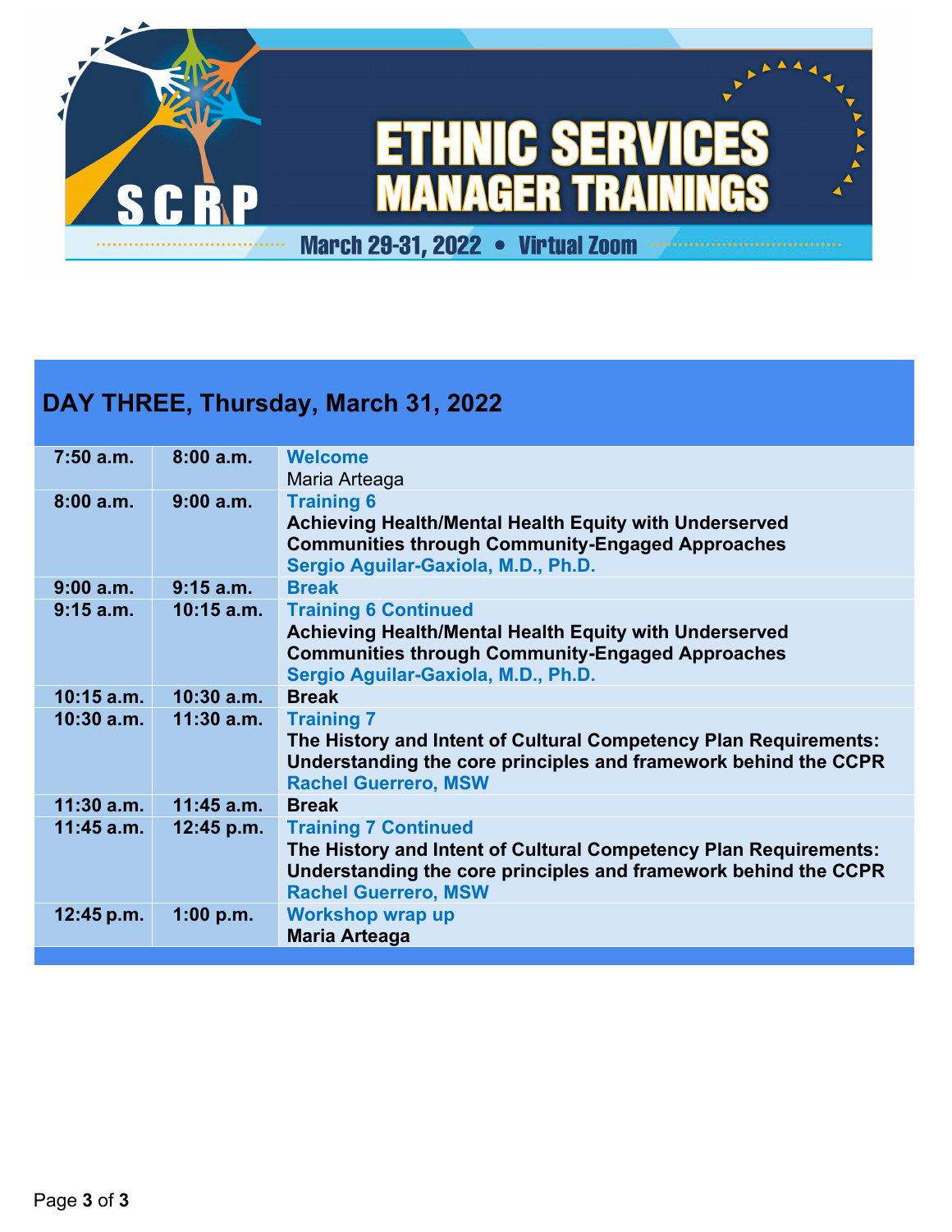# ETHNIC SERVICES MANAGER TRAININGS

SCRP

March 29-31, 2022 • Virtual Zoom

## DAY THREE, Thursday, March 31, 2022

| | | |
|---|---|---|
| **7:50 a.m.** | **8:00 a.m.** | **Welcome**<br>Maria Arteaga |
| **8:00 a.m.** | **9:00 a.m.** | **Training 6**<br>**Achieving Health/Mental Health Equity with Underserved Communities through Community-Engaged Approaches**<br>**Sergio Aguilar-Gaxiola, M.D., Ph.D.** |
| **9:00 a.m.** | **9:15 a.m.** | **Break** |
| **9:15 a.m.** | **10:15 a.m.** | **Training 6 Continued**<br>**Achieving Health/Mental Health Equity with Underserved Communities through Community-Engaged Approaches**<br>**Sergio Aguilar-Gaxiola, M.D., Ph.D.** |
| **10:15 a.m.** | **10:30 a.m.** | **Break** |
| **10:30 a.m.** | **11:30 a.m.** | **Training 7**<br>**The History and Intent of Cultural Competency Plan Requirements: Understanding the core principles and framework behind the CCPR**<br>**Rachel Guerrero, MSW** |
| **11:30 a.m.** | **11:45 a.m.** | **Break** |
| **11:45 a.m.** | **12:45 p.m.** | **Training 7 Continued**<br>**The History and Intent of Cultural Competency Plan Requirements: Understanding the core principles and framework behind the CCPR**<br>**Rachel Guerrero, MSW** |
| **12:45 p.m.** | **1:00 p.m.** | **Workshop wrap up**<br>**Maria Arteaga** |